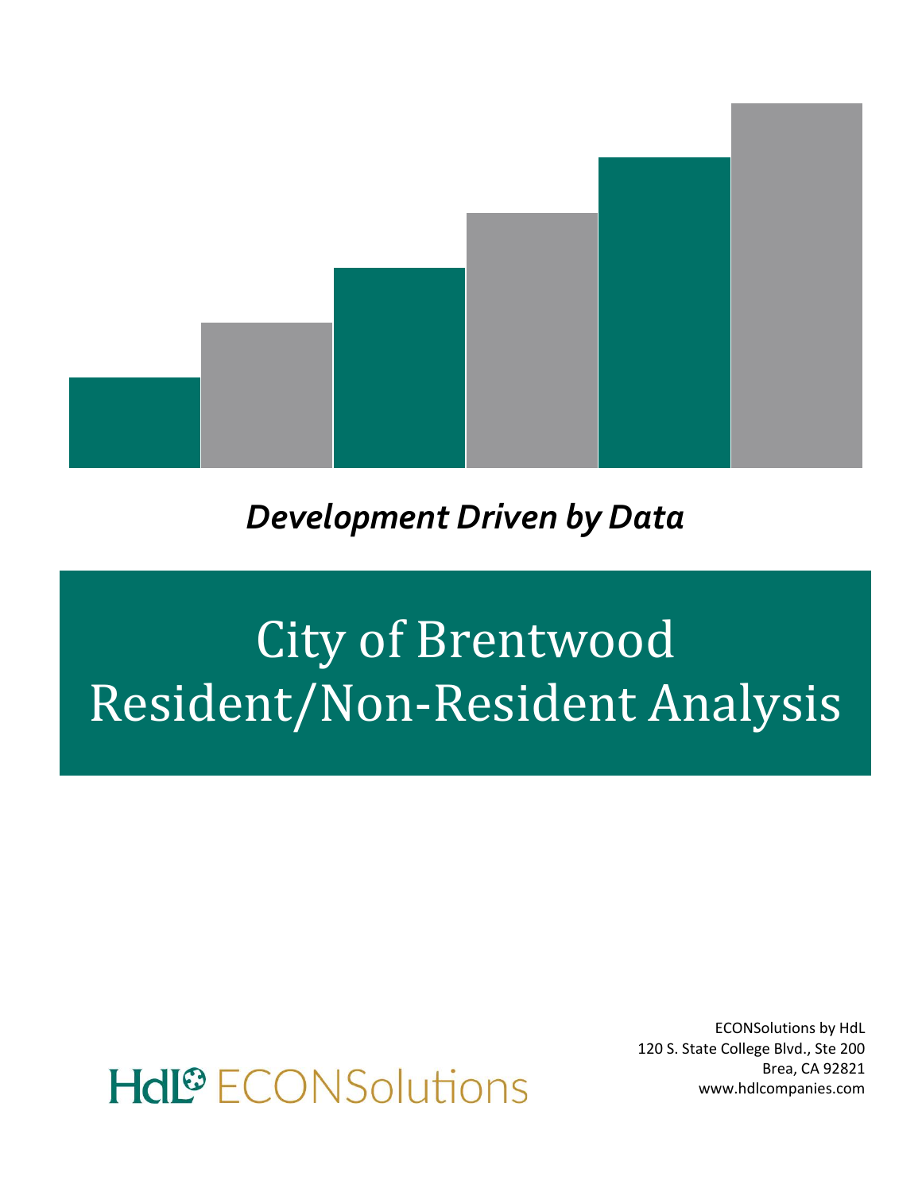*Development Driven by Data*

# City of Brentwood Resident/Non-Resident Analysis

HdL ECONSolutions

ECONSolutions by HdL
120 S. State College Blvd., Ste 200
Brea, CA 92821
www.hdlcompanies.com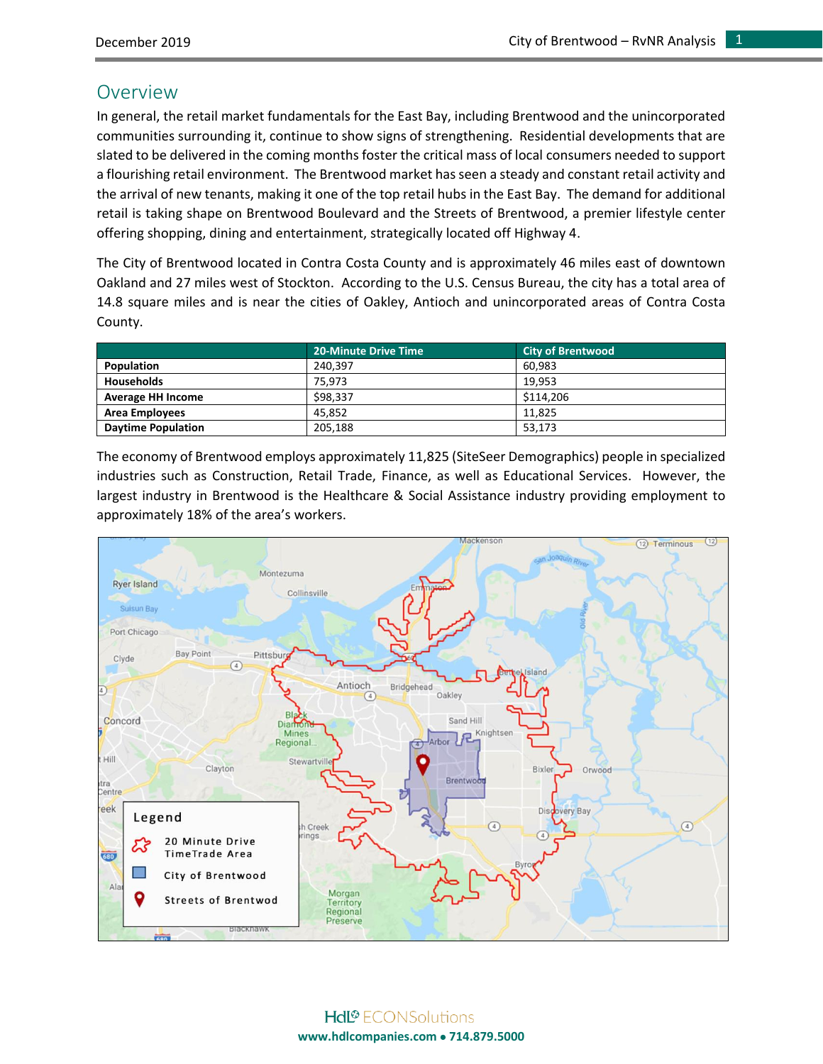## Overview

In general, the retail market fundamentals for the East Bay, including Brentwood and the unincorporated communities surrounding it, continue to show signs of strengthening. Residential developments that are slated to be delivered in the coming months foster the critical mass of local consumers needed to support a flourishing retail environment. The Brentwood market has seen a steady and constant retail activity and the arrival of new tenants, making it one of the top retail hubs in the East Bay. The demand for additional retail is taking shape on Brentwood Boulevard and the Streets of Brentwood, a premier lifestyle center offering shopping, dining and entertainment, strategically located off Highway 4.

The City of Brentwood located in Contra Costa County and is approximately 46 miles east of downtown Oakland and 27 miles west of Stockton. According to the U.S. Census Bureau, the city has a total area of 14.8 square miles and is near the cities of Oakley, Antioch and unincorporated areas of Contra Costa County.

| | 20-Minute Drive Time | City of Brentwood |
|---|---|---|
| **Population** | 240,397 | 60,983 |
| **Households** | 75,973 | 19,953 |
| **Average HH Income** | $98,337 | $114,206 |
| **Area Employees** | 45,852 | 11,825 |
| **Daytime Population** | 205,188 | 53,173 |

The economy of Brentwood employs approximately 11,825 (SiteSeer Demographics) people in specialized industries such as Construction, Retail Trade, Finance, as well as Educational Services. However, the largest industry in Brentwood is the Healthcare & Social Assistance industry providing employment to approximately 18% of the area's workers.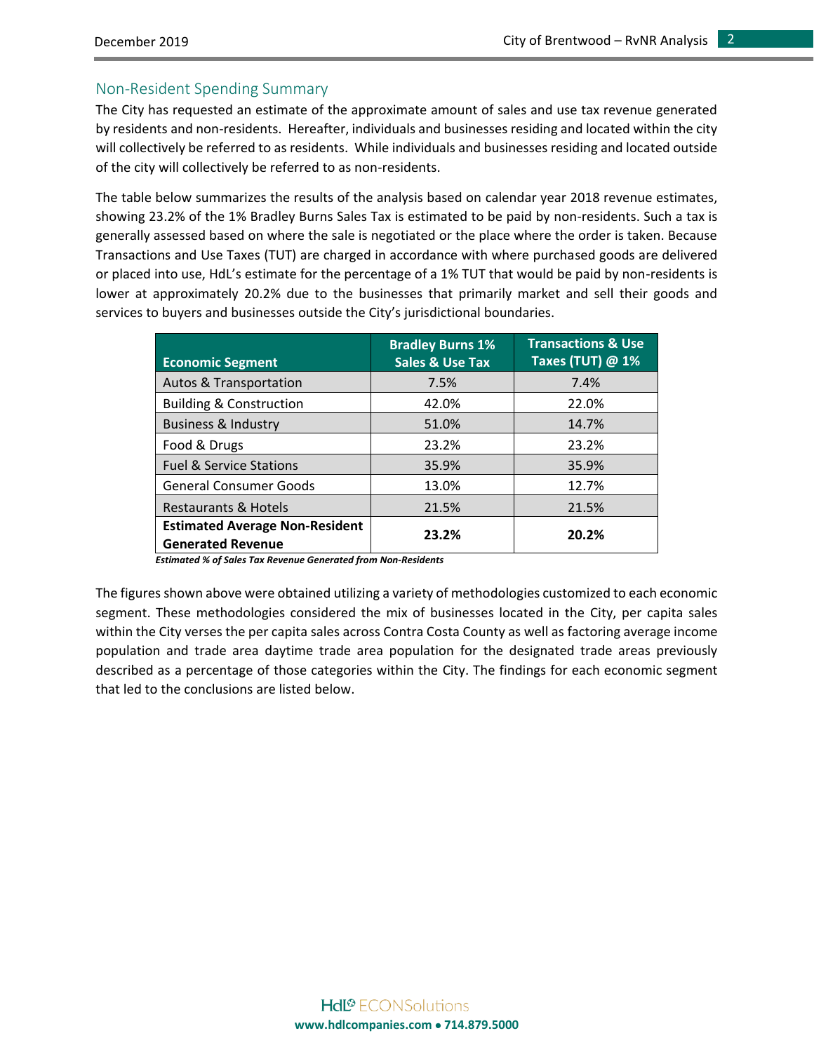## Non-Resident Spending Summary

The City has requested an estimate of the approximate amount of sales and use tax revenue generated by residents and non-residents. Hereafter, individuals and businesses residing and located within the city will collectively be referred to as residents. While individuals and businesses residing and located outside of the city will collectively be referred to as non-residents.

The table below summarizes the results of the analysis based on calendar year 2018 revenue estimates, showing 23.2% of the 1% Bradley Burns Sales Tax is estimated to be paid by non-residents. Such a tax is generally assessed based on where the sale is negotiated or the place where the order is taken. Because Transactions and Use Taxes (TUT) are charged in accordance with where purchased goods are delivered or placed into use, HdL's estimate for the percentage of a 1% TUT that would be paid by non-residents is lower at approximately 20.2% due to the businesses that primarily market and sell their goods and services to buyers and businesses outside the City's jurisdictional boundaries.

| Economic Segment | Bradley Burns 1% Sales & Use Tax | Transactions & Use Taxes (TUT) @ 1% |
|---|---|---|
| Autos & Transportation | 7.5% | 7.4% |
| Building & Construction | 42.0% | 22.0% |
| Business & Industry | 51.0% | 14.7% |
| Food & Drugs | 23.2% | 23.2% |
| Fuel & Service Stations | 35.9% | 35.9% |
| General Consumer Goods | 13.0% | 12.7% |
| Restaurants & Hotels | 21.5% | 21.5% |
| **Estimated Average Non-Resident Generated Revenue** | **23.2%** | **20.2%** |

***Estimated % of Sales Tax Revenue Generated from Non-Residents***

The figures shown above were obtained utilizing a variety of methodologies customized to each economic segment. These methodologies considered the mix of businesses located in the City, per capita sales within the City verses the per capita sales across Contra Costa County as well as factoring average income population and trade area daytime trade area population for the designated trade areas previously described as a percentage of those categories within the City. The findings for each economic segment that led to the conclusions are listed below.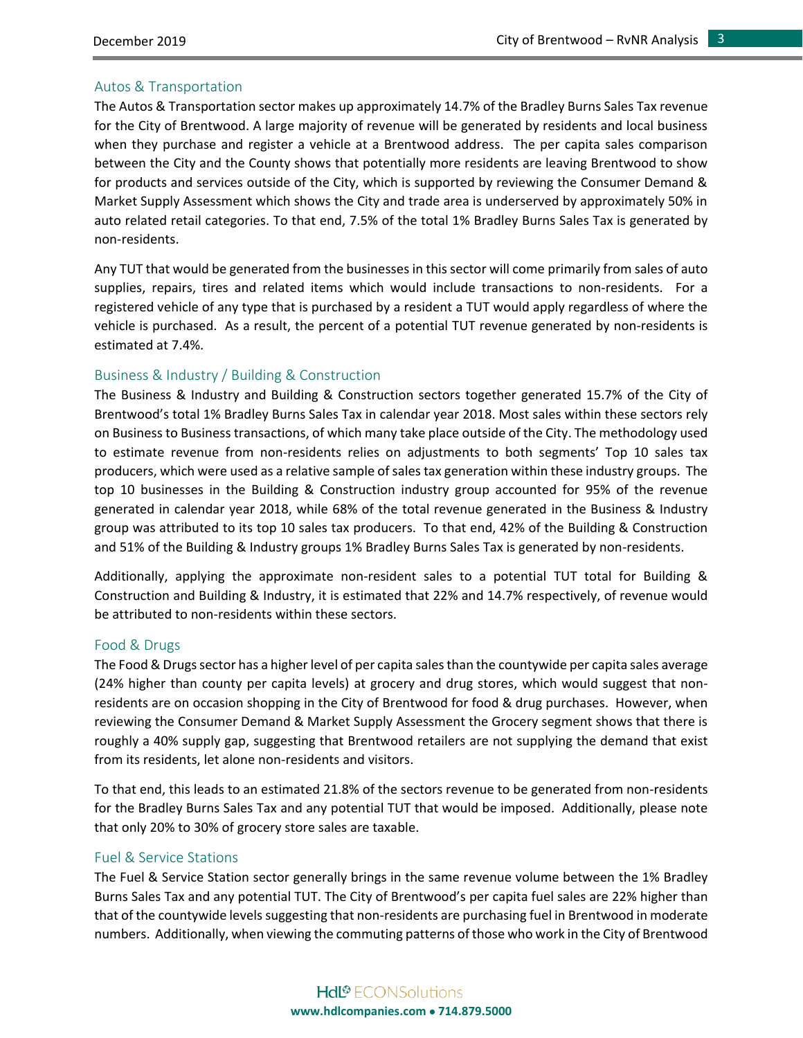## Autos & Transportation

The Autos & Transportation sector makes up approximately 14.7% of the Bradley Burns Sales Tax revenue for the City of Brentwood. A large majority of revenue will be generated by residents and local business when they purchase and register a vehicle at a Brentwood address. The per capita sales comparison between the City and the County shows that potentially more residents are leaving Brentwood to show for products and services outside of the City, which is supported by reviewing the Consumer Demand & Market Supply Assessment which shows the City and trade area is underserved by approximately 50% in auto related retail categories. To that end, 7.5% of the total 1% Bradley Burns Sales Tax is generated by non-residents.

Any TUT that would be generated from the businesses in this sector will come primarily from sales of auto supplies, repairs, tires and related items which would include transactions to non-residents. For a registered vehicle of any type that is purchased by a resident a TUT would apply regardless of where the vehicle is purchased. As a result, the percent of a potential TUT revenue generated by non-residents is estimated at 7.4%.

## Business & Industry / Building & Construction

The Business & Industry and Building & Construction sectors together generated 15.7% of the City of Brentwood's total 1% Bradley Burns Sales Tax in calendar year 2018. Most sales within these sectors rely on Business to Business transactions, of which many take place outside of the City. The methodology used to estimate revenue from non-residents relies on adjustments to both segments' Top 10 sales tax producers, which were used as a relative sample of sales tax generation within these industry groups. The top 10 businesses in the Building & Construction industry group accounted for 95% of the revenue generated in calendar year 2018, while 68% of the total revenue generated in the Business & Industry group was attributed to its top 10 sales tax producers. To that end, 42% of the Building & Construction and 51% of the Building & Industry groups 1% Bradley Burns Sales Tax is generated by non-residents.

Additionally, applying the approximate non-resident sales to a potential TUT total for Building & Construction and Building & Industry, it is estimated that 22% and 14.7% respectively, of revenue would be attributed to non-residents within these sectors.

## Food & Drugs

The Food & Drugs sector has a higher level of per capita sales than the countywide per capita sales average (24% higher than county per capita levels) at grocery and drug stores, which would suggest that non-residents are on occasion shopping in the City of Brentwood for food & drug purchases. However, when reviewing the Consumer Demand & Market Supply Assessment the Grocery segment shows that there is roughly a 40% supply gap, suggesting that Brentwood retailers are not supplying the demand that exist from its residents, let alone non-residents and visitors.

To that end, this leads to an estimated 21.8% of the sectors revenue to be generated from non-residents for the Bradley Burns Sales Tax and any potential TUT that would be imposed. Additionally, please note that only 20% to 30% of grocery store sales are taxable.

## Fuel & Service Stations

The Fuel & Service Station sector generally brings in the same revenue volume between the 1% Bradley Burns Sales Tax and any potential TUT. The City of Brentwood's per capita fuel sales are 22% higher than that of the countywide levels suggesting that non-residents are purchasing fuel in Brentwood in moderate numbers. Additionally, when viewing the commuting patterns of those who work in the City of Brentwood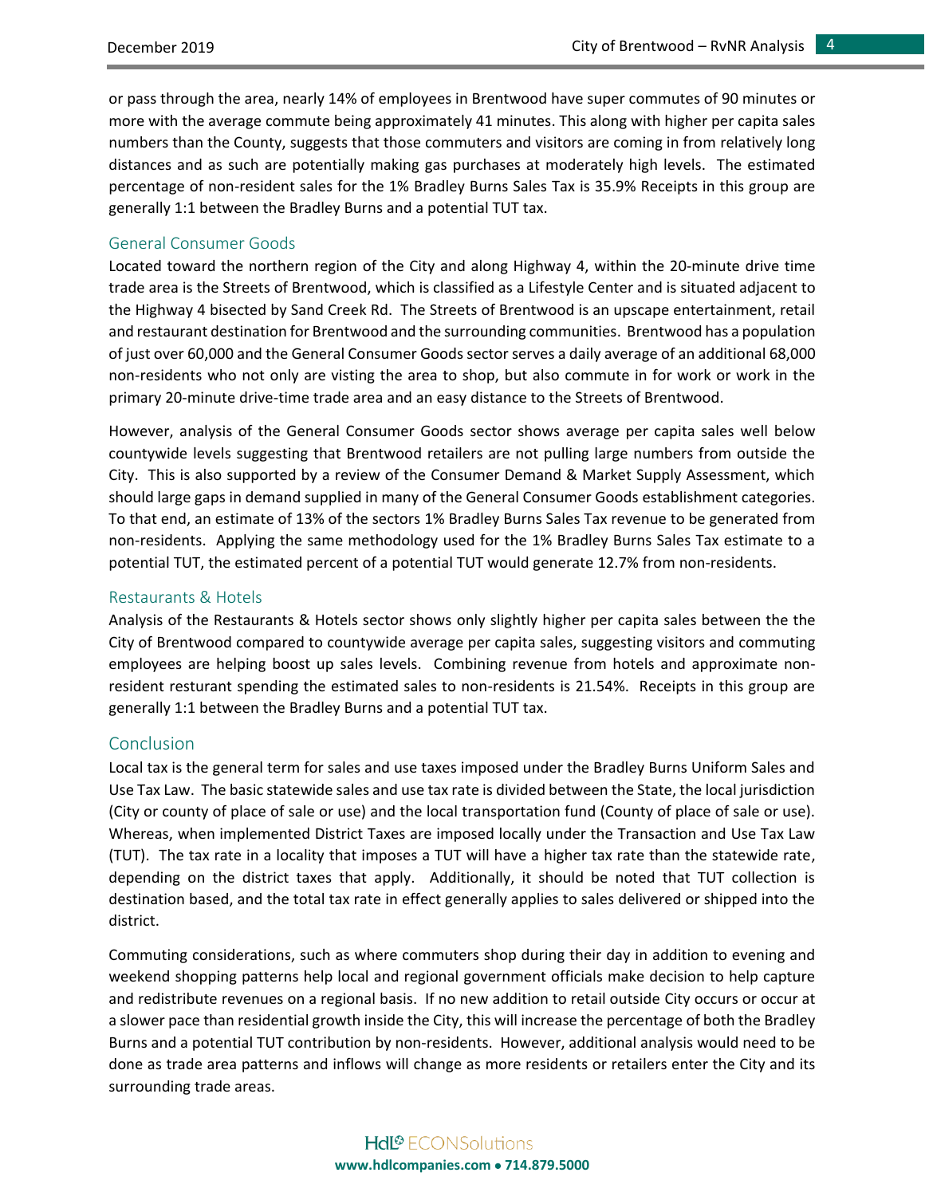or pass through the area, nearly 14% of employees in Brentwood have super commutes of 90 minutes or more with the average commute being approximately 41 minutes. This along with higher per capita sales numbers than the County, suggests that those commuters and visitors are coming in from relatively long distances and as such are potentially making gas purchases at moderately high levels. The estimated percentage of non-resident sales for the 1% Bradley Burns Sales Tax is 35.9% Receipts in this group are generally 1:1 between the Bradley Burns and a potential TUT tax.

## General Consumer Goods

Located toward the northern region of the City and along Highway 4, within the 20-minute drive time trade area is the Streets of Brentwood, which is classified as a Lifestyle Center and is situated adjacent to the Highway 4 bisected by Sand Creek Rd. The Streets of Brentwood is an upscape entertainment, retail and restaurant destination for Brentwood and the surrounding communities. Brentwood has a population of just over 60,000 and the General Consumer Goods sector serves a daily average of an additional 68,000 non-residents who not only are visting the area to shop, but also commute in for work or work in the primary 20-minute drive-time trade area and an easy distance to the Streets of Brentwood.

However, analysis of the General Consumer Goods sector shows average per capita sales well below countywide levels suggesting that Brentwood retailers are not pulling large numbers from outside the City. This is also supported by a review of the Consumer Demand & Market Supply Assessment, which should large gaps in demand supplied in many of the General Consumer Goods establishment categories. To that end, an estimate of 13% of the sectors 1% Bradley Burns Sales Tax revenue to be generated from non-residents. Applying the same methodology used for the 1% Bradley Burns Sales Tax estimate to a potential TUT, the estimated percent of a potential TUT would generate 12.7% from non-residents.

## Restaurants & Hotels

Analysis of the Restaurants & Hotels sector shows only slightly higher per capita sales between the the City of Brentwood compared to countywide average per capita sales, suggesting visitors and commuting employees are helping boost up sales levels. Combining revenue from hotels and approximate non-resident resturant spending the estimated sales to non-residents is 21.54%. Receipts in this group are generally 1:1 between the Bradley Burns and a potential TUT tax.

## Conclusion

Local tax is the general term for sales and use taxes imposed under the Bradley Burns Uniform Sales and Use Tax Law. The basic statewide sales and use tax rate is divided between the State, the local jurisdiction (City or county of place of sale or use) and the local transportation fund (County of place of sale or use). Whereas, when implemented District Taxes are imposed locally under the Transaction and Use Tax Law (TUT). The tax rate in a locality that imposes a TUT will have a higher tax rate than the statewide rate, depending on the district taxes that apply. Additionally, it should be noted that TUT collection is destination based, and the total tax rate in effect generally applies to sales delivered or shipped into the district.

Commuting considerations, such as where commuters shop during their day in addition to evening and weekend shopping patterns help local and regional government officials make decision to help capture and redistribute revenues on a regional basis. If no new addition to retail outside City occurs or occur at a slower pace than residential growth inside the City, this will increase the percentage of both the Bradley Burns and a potential TUT contribution by non-residents. However, additional analysis would need to be done as trade area patterns and inflows will change as more residents or retailers enter the City and its surrounding trade areas.